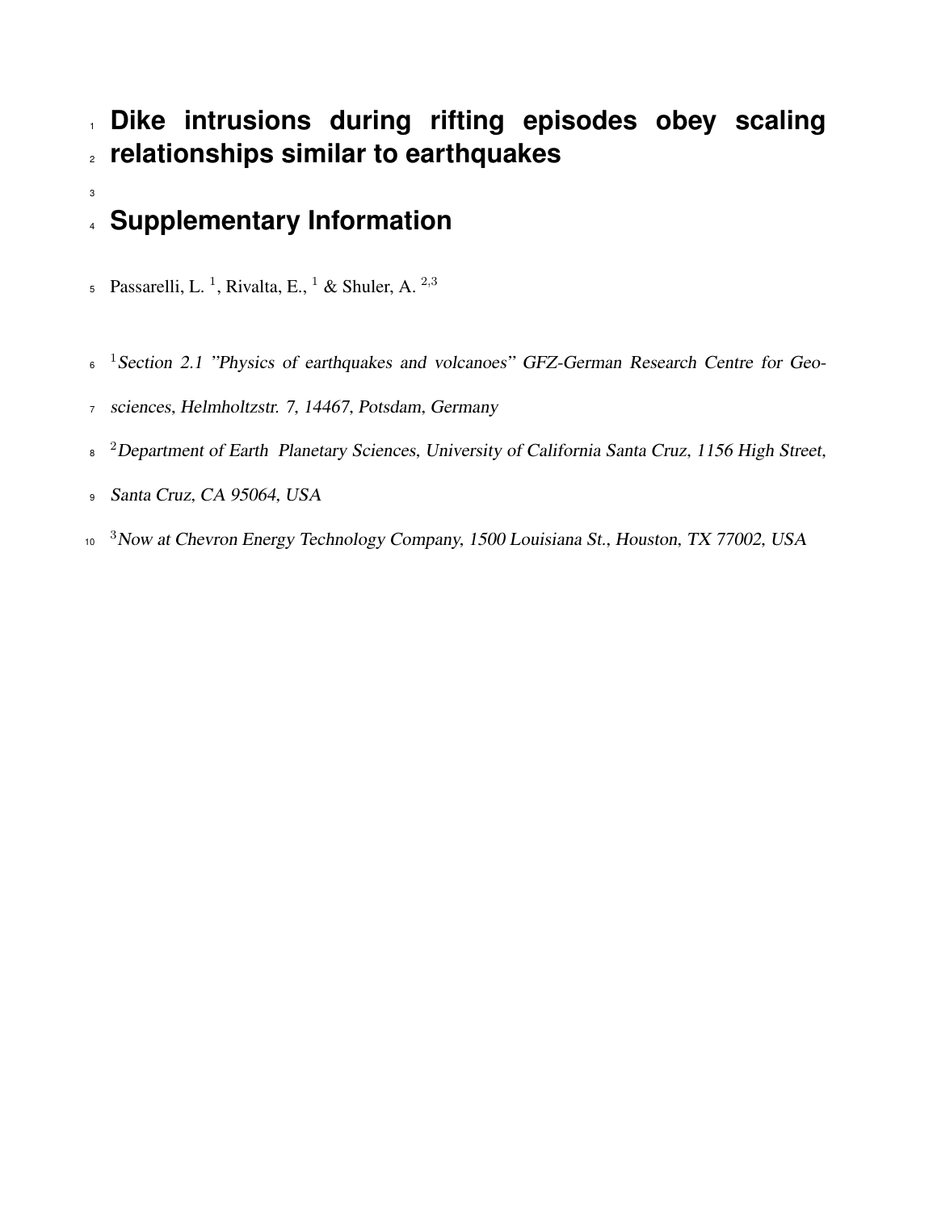# Dike intrusions during rifting episodes obey scaling relationships similar to earthquakes

# Supplementary Information

Passarelli, L. [1], Rivalta, E., [1] & Shuler, A. [2,3]

[1] *Section 2.1 "Physics of earthquakes and volcanoes" GFZ-German Research Centre for Geosciences, Helmholtzstr. 7, 14467, Potsdam, Germany*

[2] *Department of Earth Planetary Sciences, University of California Santa Cruz, 1156 High Street, Santa Cruz, CA 95064, USA*

[3] *Now at Chevron Energy Technology Company, 1500 Louisiana St., Houston, TX 77002, USA*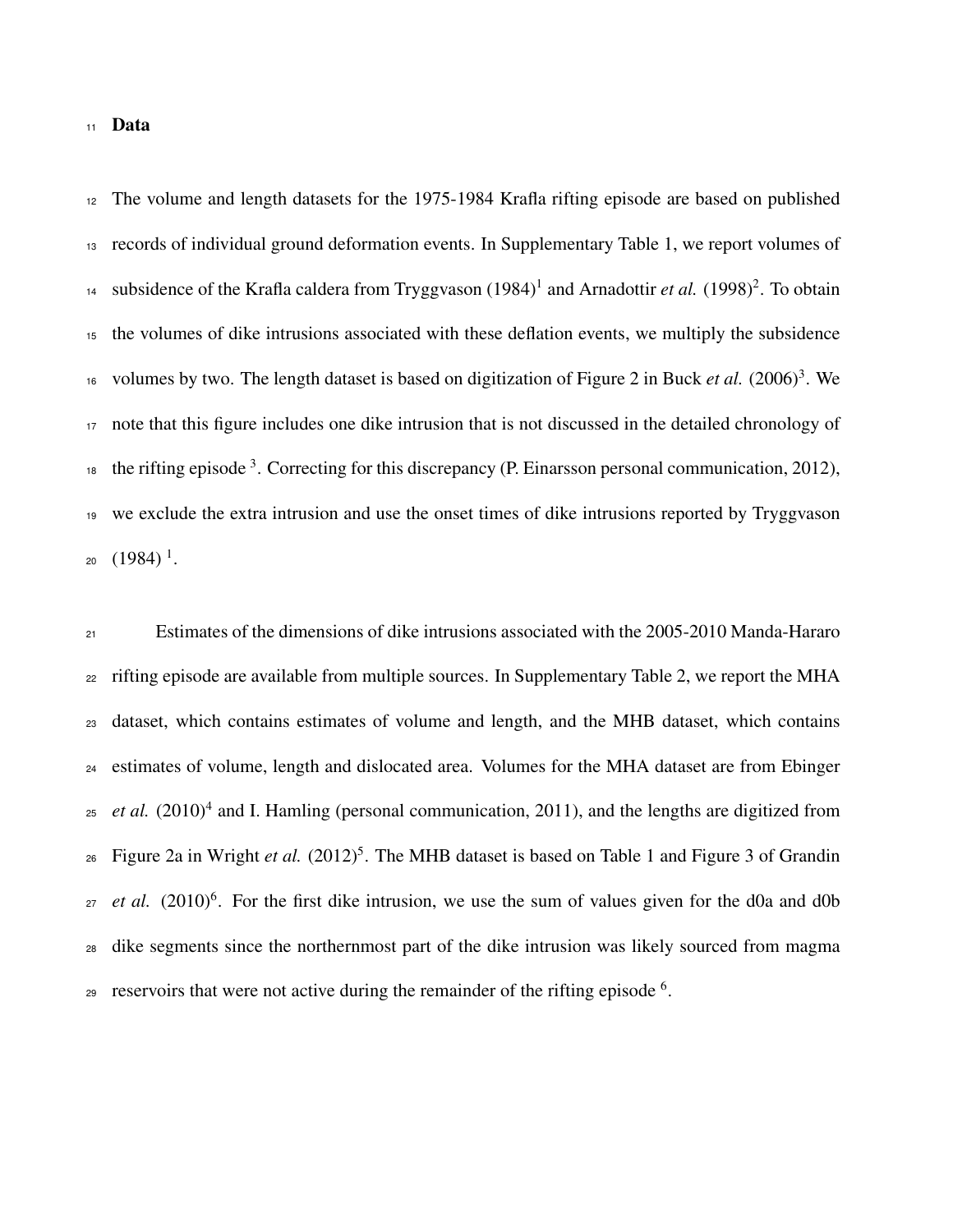# Data

The volume and length datasets for the 1975-1984 Krafla rifting episode are based on published records of individual ground deformation events. In Supplementary Table 1, we report volumes of subsidence of the Krafla caldera from Tryggvason (1984)[1] and Arnadottir *et al.* (1998)[2]. To obtain the volumes of dike intrusions associated with these deflation events, we multiply the subsidence volumes by two. The length dataset is based on digitization of Figure 2 in Buck *et al.* (2006)[3]. We note that this figure includes one dike intrusion that is not discussed in the detailed chronology of the rifting episode [3]. Correcting for this discrepancy (P. Einarsson personal communication, 2012), we exclude the extra intrusion and use the onset times of dike intrusions reported by Tryggvason (1984) [1].

Estimates of the dimensions of dike intrusions associated with the 2005-2010 Manda-Hararo rifting episode are available from multiple sources. In Supplementary Table 2, we report the MHA dataset, which contains estimates of volume and length, and the MHB dataset, which contains estimates of volume, length and dislocated area. Volumes for the MHA dataset are from Ebinger *et al.* (2010)[4] and I. Hamling (personal communication, 2011), and the lengths are digitized from Figure 2a in Wright *et al.* (2012)[5]. The MHB dataset is based on Table 1 and Figure 3 of Grandin *et al.* (2010)[6]. For the first dike intrusion, we use the sum of values given for the d0a and d0b dike segments since the northernmost part of the dike intrusion was likely sourced from magma reservoirs that were not active during the remainder of the rifting episode [6].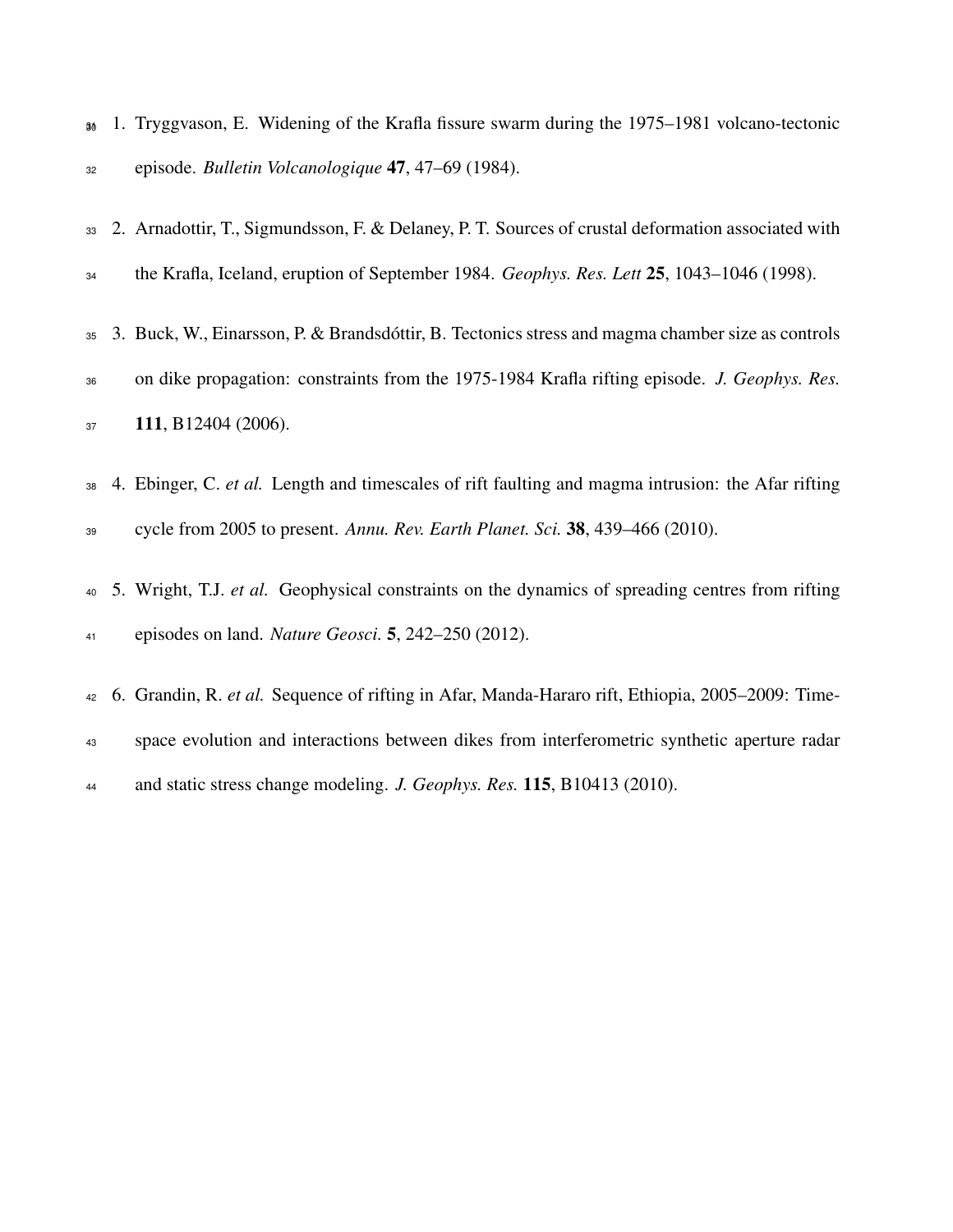1. Tryggvason, E. Widening of the Krafla fissure swarm during the 1975–1981 volcano-tectonic episode. *Bulletin Volcanologique* **47**, 47–69 (1984).

2. Arnadottir, T., Sigmundsson, F. & Delaney, P. T. Sources of crustal deformation associated with the Krafla, Iceland, eruption of September 1984. *Geophys. Res. Lett* **25**, 1043–1046 (1998).

3. Buck, W., Einarsson, P. & Brandsdóttir, B. Tectonics stress and magma chamber size as controls on dike propagation: constraints from the 1975-1984 Krafla rifting episode. *J. Geophys. Res.* **111**, B12404 (2006).

4. Ebinger, C. *et al.* Length and timescales of rift faulting and magma intrusion: the Afar rifting cycle from 2005 to present. *Annu. Rev. Earth Planet. Sci.* **38**, 439–466 (2010).

5. Wright, T.J. *et al.* Geophysical constraints on the dynamics of spreading centres from rifting episodes on land. *Nature Geosci.* **5**, 242–250 (2012).

6. Grandin, R. *et al.* Sequence of rifting in Afar, Manda-Hararo rift, Ethiopia, 2005–2009: Time-space evolution and interactions between dikes from interferometric synthetic aperture radar and static stress change modeling. *J. Geophys. Res.* **115**, B10413 (2010).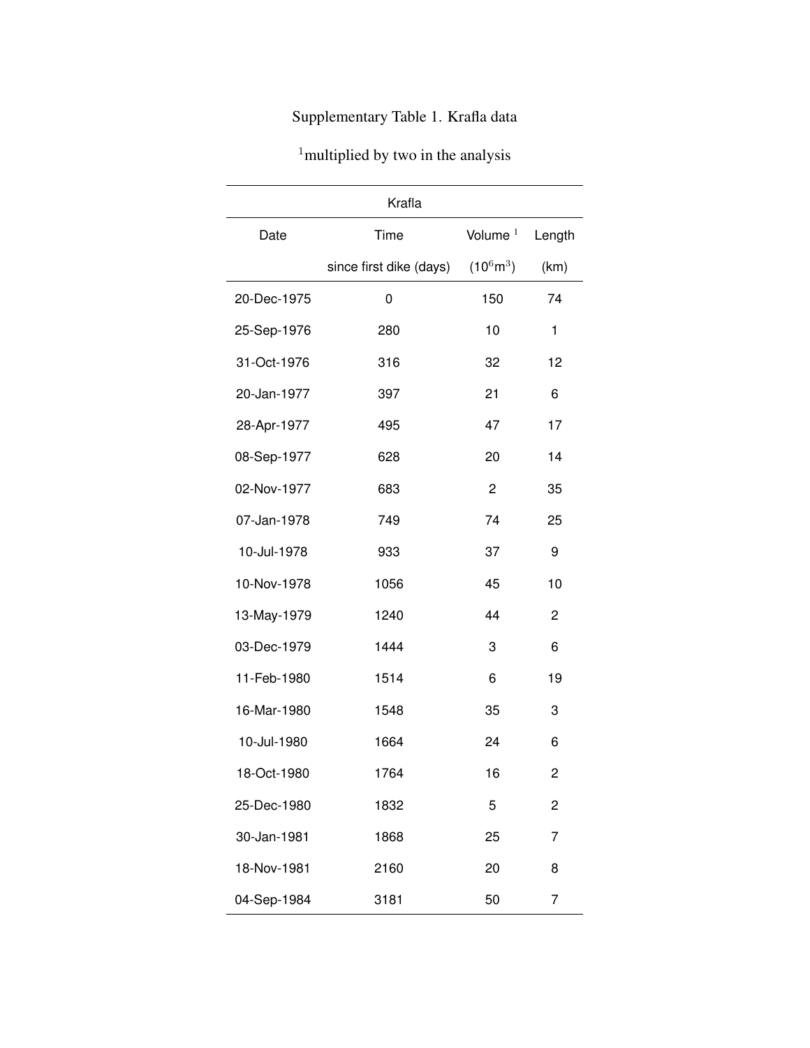Supplementary Table 1. Krafla data

[1]multiplied by two in the analysis

| Krafla | | | |
|---|---|---|---|
| Date | Time since first dike (days) | Volume [1] ($10^6$m$^3$) | Length (km) |
| 20-Dec-1975 | 0 | 150 | 74 |
| 25-Sep-1976 | 280 | 10 | 1 |
| 31-Oct-1976 | 316 | 32 | 12 |
| 20-Jan-1977 | 397 | 21 | 6 |
| 28-Apr-1977 | 495 | 47 | 17 |
| 08-Sep-1977 | 628 | 20 | 14 |
| 02-Nov-1977 | 683 | 2 | 35 |
| 07-Jan-1978 | 749 | 74 | 25 |
| 10-Jul-1978 | 933 | 37 | 9 |
| 10-Nov-1978 | 1056 | 45 | 10 |
| 13-May-1979 | 1240 | 44 | 2 |
| 03-Dec-1979 | 1444 | 3 | 6 |
| 11-Feb-1980 | 1514 | 6 | 19 |
| 16-Mar-1980 | 1548 | 35 | 3 |
| 10-Jul-1980 | 1664 | 24 | 6 |
| 18-Oct-1980 | 1764 | 16 | 2 |
| 25-Dec-1980 | 1832 | 5 | 2 |
| 30-Jan-1981 | 1868 | 25 | 7 |
| 18-Nov-1981 | 2160 | 20 | 8 |
| 04-Sep-1984 | 3181 | 50 | 7 |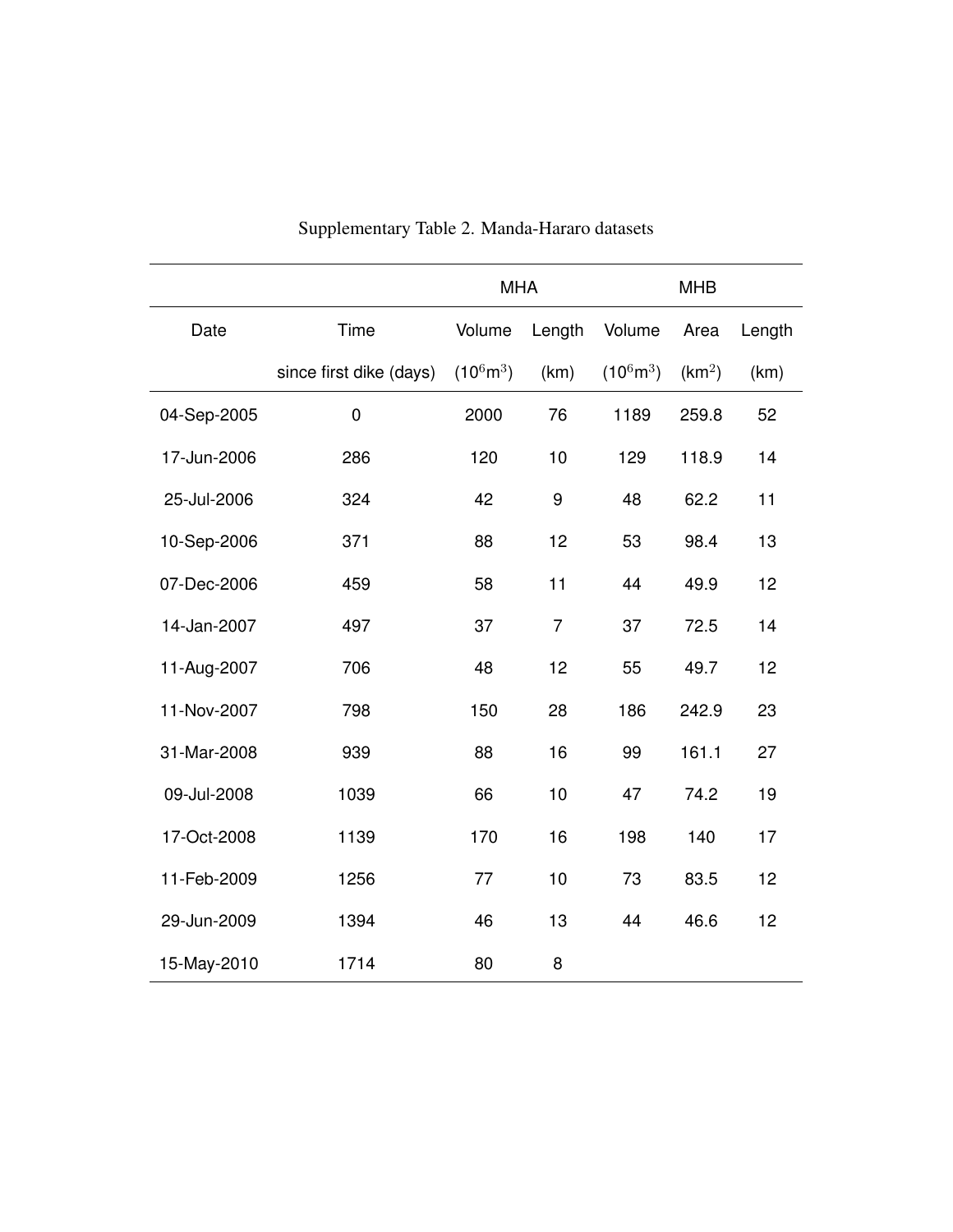Supplementary Table 2. Manda-Hararo datasets

| | | MHA | | MHB | | |
|---|---|---|---|---|---|---|
| Date | Time since first dike (days) | Volume ($10^6$m$^3$) | Length (km) | Volume ($10^6$m$^3$) | Area (km$^2$) | Length (km) |
| 04-Sep-2005 | 0 | 2000 | 76 | 1189 | 259.8 | 52 |
| 17-Jun-2006 | 286 | 120 | 10 | 129 | 118.9 | 14 |
| 25-Jul-2006 | 324 | 42 | 9 | 48 | 62.2 | 11 |
| 10-Sep-2006 | 371 | 88 | 12 | 53 | 98.4 | 13 |
| 07-Dec-2006 | 459 | 58 | 11 | 44 | 49.9 | 12 |
| 14-Jan-2007 | 497 | 37 | 7 | 37 | 72.5 | 14 |
| 11-Aug-2007 | 706 | 48 | 12 | 55 | 49.7 | 12 |
| 11-Nov-2007 | 798 | 150 | 28 | 186 | 242.9 | 23 |
| 31-Mar-2008 | 939 | 88 | 16 | 99 | 161.1 | 27 |
| 09-Jul-2008 | 1039 | 66 | 10 | 47 | 74.2 | 19 |
| 17-Oct-2008 | 1139 | 170 | 16 | 198 | 140 | 17 |
| 11-Feb-2009 | 1256 | 77 | 10 | 73 | 83.5 | 12 |
| 29-Jun-2009 | 1394 | 46 | 13 | 44 | 46.6 | 12 |
| 15-May-2010 | 1714 | 80 | 8 | | | |